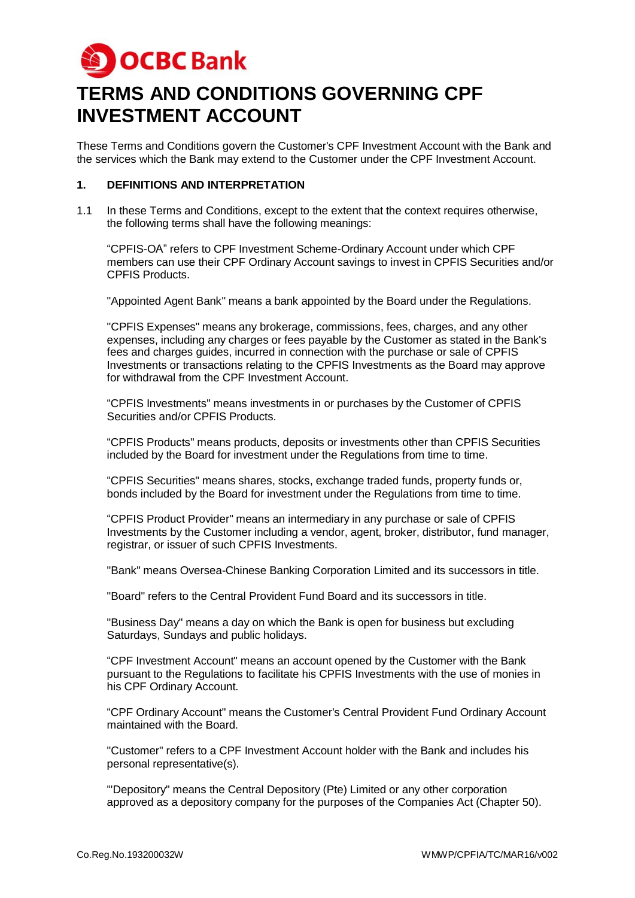OCBC Bank

# TERMS AND CONDITIONS GOVERNING CPF INVESTMENT ACCOUNT

These Terms and Conditions govern the Customer's CPF Investment Account with the Bank and the services which the Bank may extend to the Customer under the CPF Investment Account.

## 1. DEFINITIONS AND INTERPRETATION

1.1 In these Terms and Conditions, except to the extent that the context requires otherwise, the following terms shall have the following meanings:

"CPFIS-OA" refers to CPF Investment Scheme-Ordinary Account under which CPF members can use their CPF Ordinary Account savings to invest in CPFIS Securities and/or CPFIS Products.

"Appointed Agent Bank" means a bank appointed by the Board under the Regulations.

"CPFIS Expenses" means any brokerage, commissions, fees, charges, and any other expenses, including any charges or fees payable by the Customer as stated in the Bank's fees and charges guides, incurred in connection with the purchase or sale of CPFIS Investments or transactions relating to the CPFIS Investments as the Board may approve for withdrawal from the CPF Investment Account.

"CPFIS Investments" means investments in or purchases by the Customer of CPFIS Securities and/or CPFIS Products.

"CPFIS Products" means products, deposits or investments other than CPFIS Securities included by the Board for investment under the Regulations from time to time.

"CPFIS Securities" means shares, stocks, exchange traded funds, property funds or, bonds included by the Board for investment under the Regulations from time to time.

"CPFIS Product Provider" means an intermediary in any purchase or sale of CPFIS Investments by the Customer including a vendor, agent, broker, distributor, fund manager, registrar, or issuer of such CPFIS Investments.

"Bank" means Oversea-Chinese Banking Corporation Limited and its successors in title.

"Board" refers to the Central Provident Fund Board and its successors in title.

"Business Day" means a day on which the Bank is open for business but excluding Saturdays, Sundays and public holidays.

"CPF Investment Account" means an account opened by the Customer with the Bank pursuant to the Regulations to facilitate his CPFIS Investments with the use of monies in his CPF Ordinary Account.

"CPF Ordinary Account" means the Customer's Central Provident Fund Ordinary Account maintained with the Board.

"Customer" refers to a CPF Investment Account holder with the Bank and includes his personal representative(s).

"'Depository" means the Central Depository (Pte) Limited or any other corporation approved as a depository company for the purposes of the Companies Act (Chapter 50).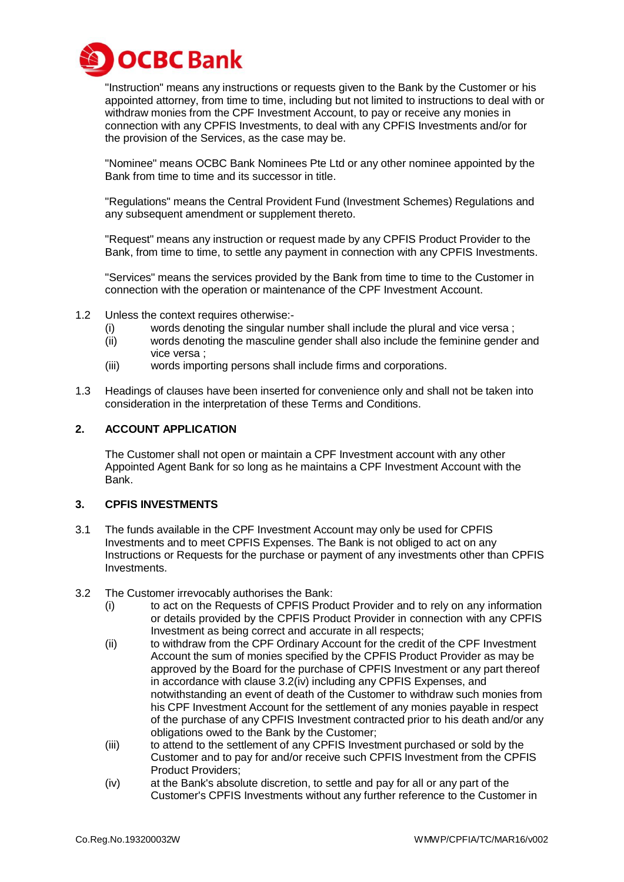"Instruction" means any instructions or requests given to the Bank by the Customer or his appointed attorney, from time to time, including but not limited to instructions to deal with or withdraw monies from the CPF Investment Account, to pay or receive any monies in connection with any CPFIS Investments, to deal with any CPFIS Investments and/or for the provision of the Services, as the case may be.

"Nominee" means OCBC Bank Nominees Pte Ltd or any other nominee appointed by the Bank from time to time and its successor in title.

"Regulations" means the Central Provident Fund (Investment Schemes) Regulations and any subsequent amendment or supplement thereto.

"Request" means any instruction or request made by any CPFIS Product Provider to the Bank, from time to time, to settle any payment in connection with any CPFIS Investments.

"Services" means the services provided by the Bank from time to time to the Customer in connection with the operation or maintenance of the CPF Investment Account.

1.2 Unless the context requires otherwise:-
   (i) words denoting the singular number shall include the plural and vice versa ;
   (ii) words denoting the masculine gender shall also include the feminine gender and vice versa ;
   (iii) words importing persons shall include firms and corporations.

1.3 Headings of clauses have been inserted for convenience only and shall not be taken into consideration in the interpretation of these Terms and Conditions.

## 2. ACCOUNT APPLICATION

The Customer shall not open or maintain a CPF Investment account with any other Appointed Agent Bank for so long as he maintains a CPF Investment Account with the Bank.

## 3. CPFIS INVESTMENTS

3.1 The funds available in the CPF Investment Account may only be used for CPFIS Investments and to meet CPFIS Expenses. The Bank is not obliged to act on any Instructions or Requests for the purchase or payment of any investments other than CPFIS Investments.

3.2 The Customer irrevocably authorises the Bank:
   (i) to act on the Requests of CPFIS Product Provider and to rely on any information or details provided by the CPFIS Product Provider in connection with any CPFIS Investment as being correct and accurate in all respects;
   (ii) to withdraw from the CPF Ordinary Account for the credit of the CPF Investment Account the sum of monies specified by the CPFIS Product Provider as may be approved by the Board for the purchase of CPFIS Investment or any part thereof in accordance with clause 3.2(iv) including any CPFIS Expenses, and notwithstanding an event of death of the Customer to withdraw such monies from his CPF Investment Account for the settlement of any monies payable in respect of the purchase of any CPFIS Investment contracted prior to his death and/or any obligations owed to the Bank by the Customer;
   (iii) to attend to the settlement of any CPFIS Investment purchased or sold by the Customer and to pay for and/or receive such CPFIS Investment from the CPFIS Product Providers;
   (iv) at the Bank's absolute discretion, to settle and pay for all or any part of the Customer's CPFIS Investments without any further reference to the Customer in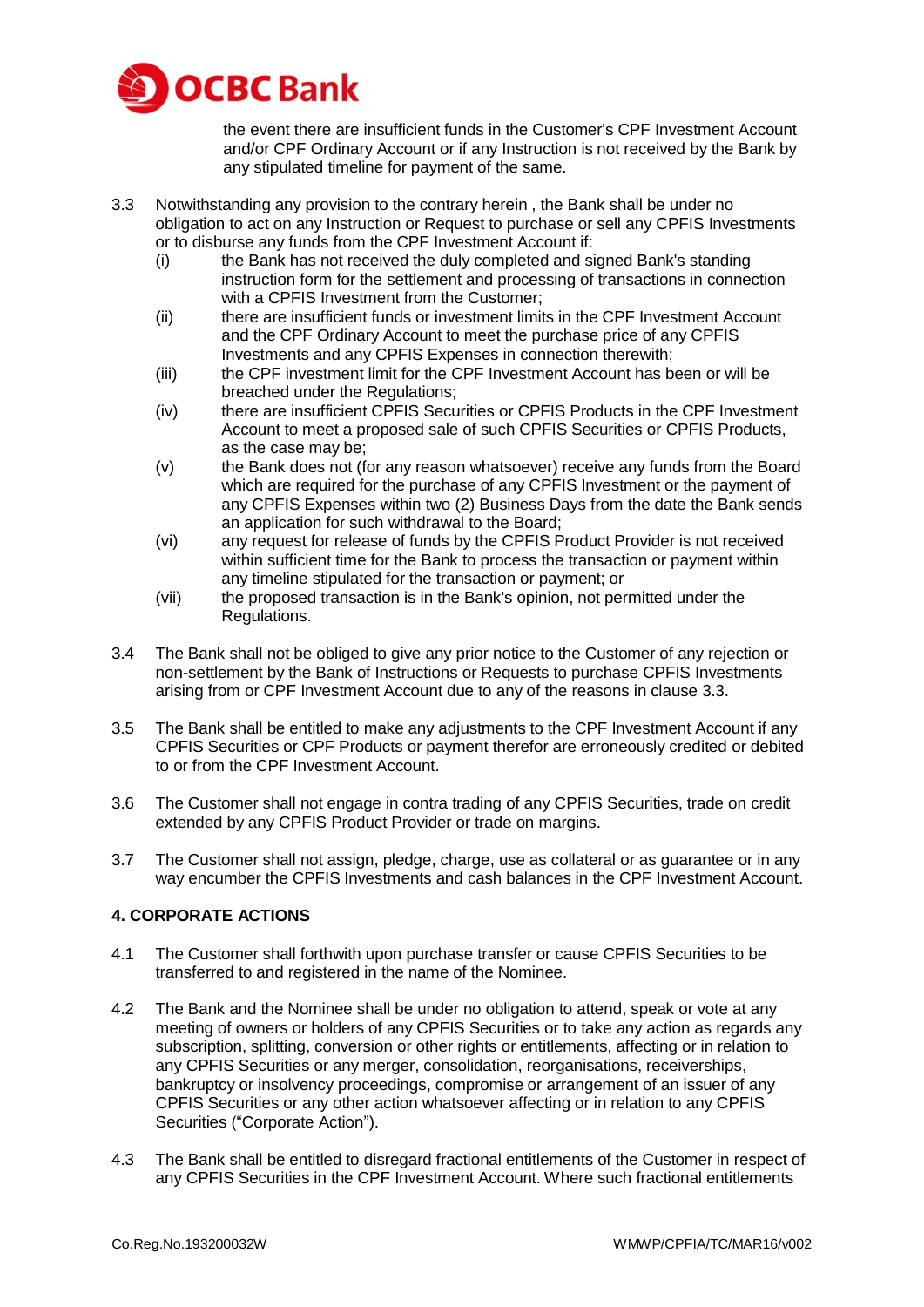the event there are insufficient funds in the Customer's CPF Investment Account and/or CPF Ordinary Account or if any Instruction is not received by the Bank by any stipulated timeline for payment of the same.

3.3 Notwithstanding any provision to the contrary herein , the Bank shall be under no obligation to act on any Instruction or Request to purchase or sell any CPFIS Investments or to disburse any funds from the CPF Investment Account if:

- (i) the Bank has not received the duly completed and signed Bank's standing instruction form for the settlement and processing of transactions in connection with a CPFIS Investment from the Customer;
- (ii) there are insufficient funds or investment limits in the CPF Investment Account and the CPF Ordinary Account to meet the purchase price of any CPFIS Investments and any CPFIS Expenses in connection therewith;
- (iii) the CPF investment limit for the CPF Investment Account has been or will be breached under the Regulations;
- (iv) there are insufficient CPFIS Securities or CPFIS Products in the CPF Investment Account to meet a proposed sale of such CPFIS Securities or CPFIS Products, as the case may be;
- (v) the Bank does not (for any reason whatsoever) receive any funds from the Board which are required for the purchase of any CPFIS Investment or the payment of any CPFIS Expenses within two (2) Business Days from the date the Bank sends an application for such withdrawal to the Board;
- (vi) any request for release of funds by the CPFIS Product Provider is not received within sufficient time for the Bank to process the transaction or payment within any timeline stipulated for the transaction or payment; or
- (vii) the proposed transaction is in the Bank's opinion, not permitted under the Regulations.

3.4 The Bank shall not be obliged to give any prior notice to the Customer of any rejection or non-settlement by the Bank of Instructions or Requests to purchase CPFIS Investments arising from or CPF Investment Account due to any of the reasons in clause 3.3.

3.5 The Bank shall be entitled to make any adjustments to the CPF Investment Account if any CPFIS Securities or CPF Products or payment therefor are erroneously credited or debited to or from the CPF Investment Account.

3.6 The Customer shall not engage in contra trading of any CPFIS Securities, trade on credit extended by any CPFIS Product Provider or trade on margins.

3.7 The Customer shall not assign, pledge, charge, use as collateral or as guarantee or in any way encumber the CPFIS Investments and cash balances in the CPF Investment Account.

## 4. CORPORATE ACTIONS

4.1 The Customer shall forthwith upon purchase transfer or cause CPFIS Securities to be transferred to and registered in the name of the Nominee.

4.2 The Bank and the Nominee shall be under no obligation to attend, speak or vote at any meeting of owners or holders of any CPFIS Securities or to take any action as regards any subscription, splitting, conversion or other rights or entitlements, affecting or in relation to any CPFIS Securities or any merger, consolidation, reorganisations, receiverships, bankruptcy or insolvency proceedings, compromise or arrangement of an issuer of any CPFIS Securities or any other action whatsoever affecting or in relation to any CPFIS Securities ("Corporate Action").

4.3 The Bank shall be entitled to disregard fractional entitlements of the Customer in respect of any CPFIS Securities in the CPF Investment Account. Where such fractional entitlements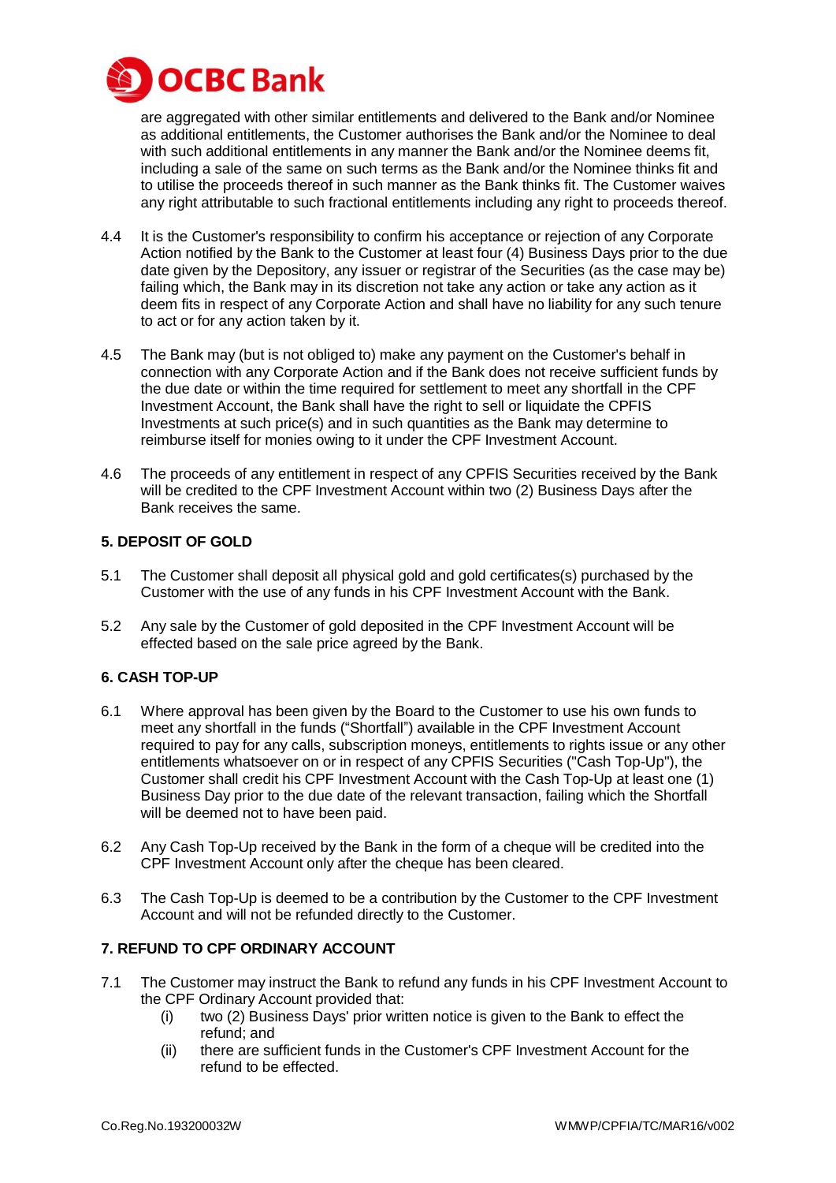are aggregated with other similar entitlements and delivered to the Bank and/or Nominee as additional entitlements, the Customer authorises the Bank and/or the Nominee to deal with such additional entitlements in any manner the Bank and/or the Nominee deems fit, including a sale of the same on such terms as the Bank and/or the Nominee thinks fit and to utilise the proceeds thereof in such manner as the Bank thinks fit. The Customer waives any right attributable to such fractional entitlements including any right to proceeds thereof.

4.4 It is the Customer's responsibility to confirm his acceptance or rejection of any Corporate Action notified by the Bank to the Customer at least four (4) Business Days prior to the due date given by the Depository, any issuer or registrar of the Securities (as the case may be) failing which, the Bank may in its discretion not take any action or take any action as it deem fits in respect of any Corporate Action and shall have no liability for any such tenure to act or for any action taken by it.

4.5 The Bank may (but is not obliged to) make any payment on the Customer's behalf in connection with any Corporate Action and if the Bank does not receive sufficient funds by the due date or within the time required for settlement to meet any shortfall in the CPF Investment Account, the Bank shall have the right to sell or liquidate the CPFIS Investments at such price(s) and in such quantities as the Bank may determine to reimburse itself for monies owing to it under the CPF Investment Account.

4.6 The proceeds of any entitlement in respect of any CPFIS Securities received by the Bank will be credited to the CPF Investment Account within two (2) Business Days after the Bank receives the same.

## 5. DEPOSIT OF GOLD

5.1 The Customer shall deposit all physical gold and gold certificates(s) purchased by the Customer with the use of any funds in his CPF Investment Account with the Bank.

5.2 Any sale by the Customer of gold deposited in the CPF Investment Account will be effected based on the sale price agreed by the Bank.

## 6. CASH TOP-UP

6.1 Where approval has been given by the Board to the Customer to use his own funds to meet any shortfall in the funds ("Shortfall") available in the CPF Investment Account required to pay for any calls, subscription moneys, entitlements to rights issue or any other entitlements whatsoever on or in respect of any CPFIS Securities ("Cash Top-Up"), the Customer shall credit his CPF Investment Account with the Cash Top-Up at least one (1) Business Day prior to the due date of the relevant transaction, failing which the Shortfall will be deemed not to have been paid.

6.2 Any Cash Top-Up received by the Bank in the form of a cheque will be credited into the CPF Investment Account only after the cheque has been cleared.

6.3 The Cash Top-Up is deemed to be a contribution by the Customer to the CPF Investment Account and will not be refunded directly to the Customer.

## 7. REFUND TO CPF ORDINARY ACCOUNT

7.1 The Customer may instruct the Bank to refund any funds in his CPF Investment Account to the CPF Ordinary Account provided that:

- (i) two (2) Business Days' prior written notice is given to the Bank to effect the refund; and
- (ii) there are sufficient funds in the Customer's CPF Investment Account for the refund to be effected.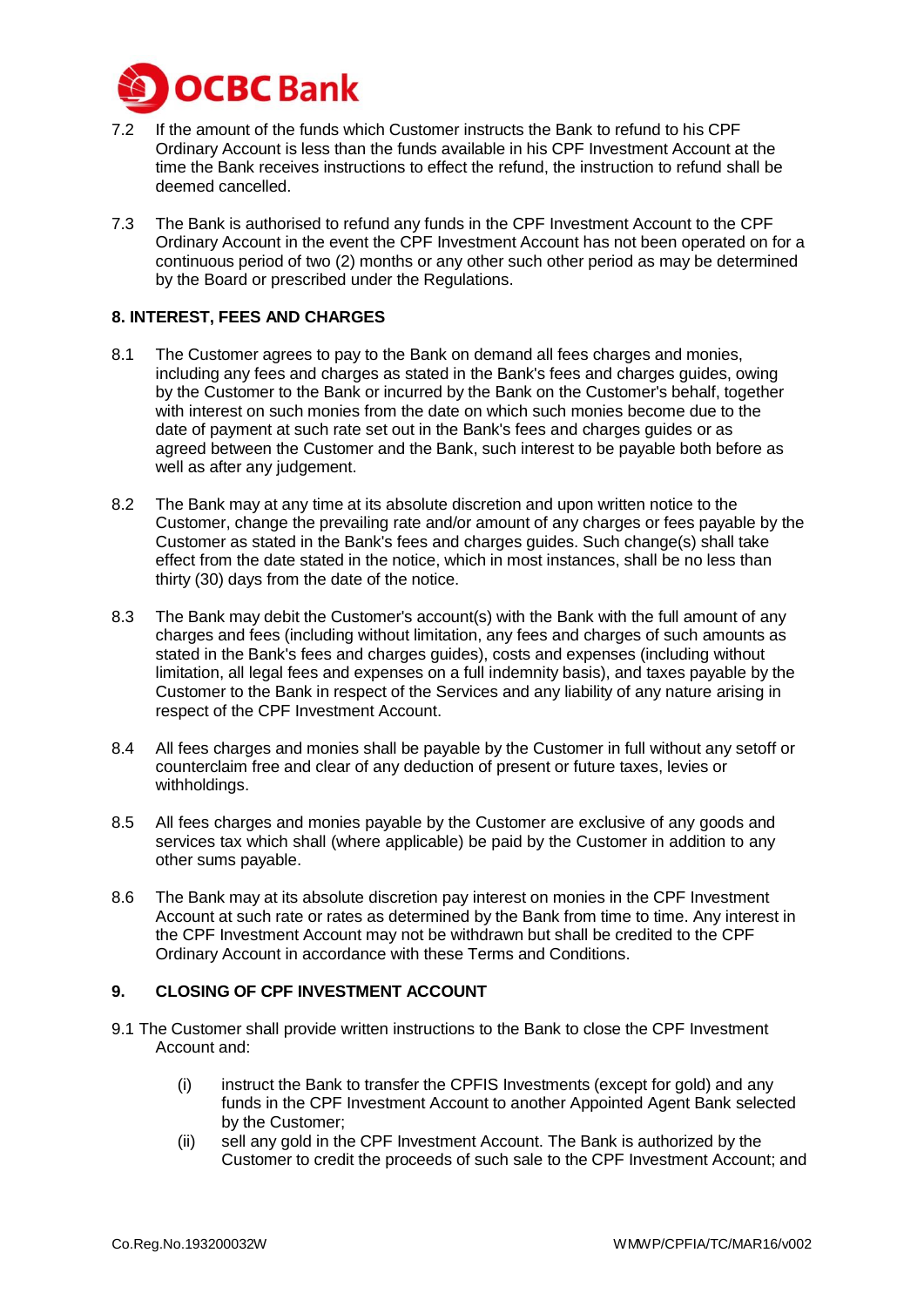7.2 If the amount of the funds which Customer instructs the Bank to refund to his CPF Ordinary Account is less than the funds available in his CPF Investment Account at the time the Bank receives instructions to effect the refund, the instruction to refund shall be deemed cancelled.

7.3 The Bank is authorised to refund any funds in the CPF Investment Account to the CPF Ordinary Account in the event the CPF Investment Account has not been operated on for a continuous period of two (2) months or any other such other period as may be determined by the Board or prescribed under the Regulations.

## 8. INTEREST, FEES AND CHARGES

8.1 The Customer agrees to pay to the Bank on demand all fees charges and monies, including any fees and charges as stated in the Bank's fees and charges guides, owing by the Customer to the Bank or incurred by the Bank on the Customer's behalf, together with interest on such monies from the date on which such monies become due to the date of payment at such rate set out in the Bank's fees and charges guides or as agreed between the Customer and the Bank, such interest to be payable both before as well as after any judgement.

8.2 The Bank may at any time at its absolute discretion and upon written notice to the Customer, change the prevailing rate and/or amount of any charges or fees payable by the Customer as stated in the Bank's fees and charges guides. Such change(s) shall take effect from the date stated in the notice, which in most instances, shall be no less than thirty (30) days from the date of the notice.

8.3 The Bank may debit the Customer's account(s) with the Bank with the full amount of any charges and fees (including without limitation, any fees and charges of such amounts as stated in the Bank's fees and charges guides), costs and expenses (including without limitation, all legal fees and expenses on a full indemnity basis), and taxes payable by the Customer to the Bank in respect of the Services and any liability of any nature arising in respect of the CPF Investment Account.

8.4 All fees charges and monies shall be payable by the Customer in full without any setoff or counterclaim free and clear of any deduction of present or future taxes, levies or withholdings.

8.5 All fees charges and monies payable by the Customer are exclusive of any goods and services tax which shall (where applicable) be paid by the Customer in addition to any other sums payable.

8.6 The Bank may at its absolute discretion pay interest on monies in the CPF Investment Account at such rate or rates as determined by the Bank from time to time. Any interest in the CPF Investment Account may not be withdrawn but shall be credited to the CPF Ordinary Account in accordance with these Terms and Conditions.

## 9. CLOSING OF CPF INVESTMENT ACCOUNT

9.1 The Customer shall provide written instructions to the Bank to close the CPF Investment Account and:

(i) instruct the Bank to transfer the CPFIS Investments (except for gold) and any funds in the CPF Investment Account to another Appointed Agent Bank selected by the Customer;

(ii) sell any gold in the CPF Investment Account. The Bank is authorized by the Customer to credit the proceeds of such sale to the CPF Investment Account; and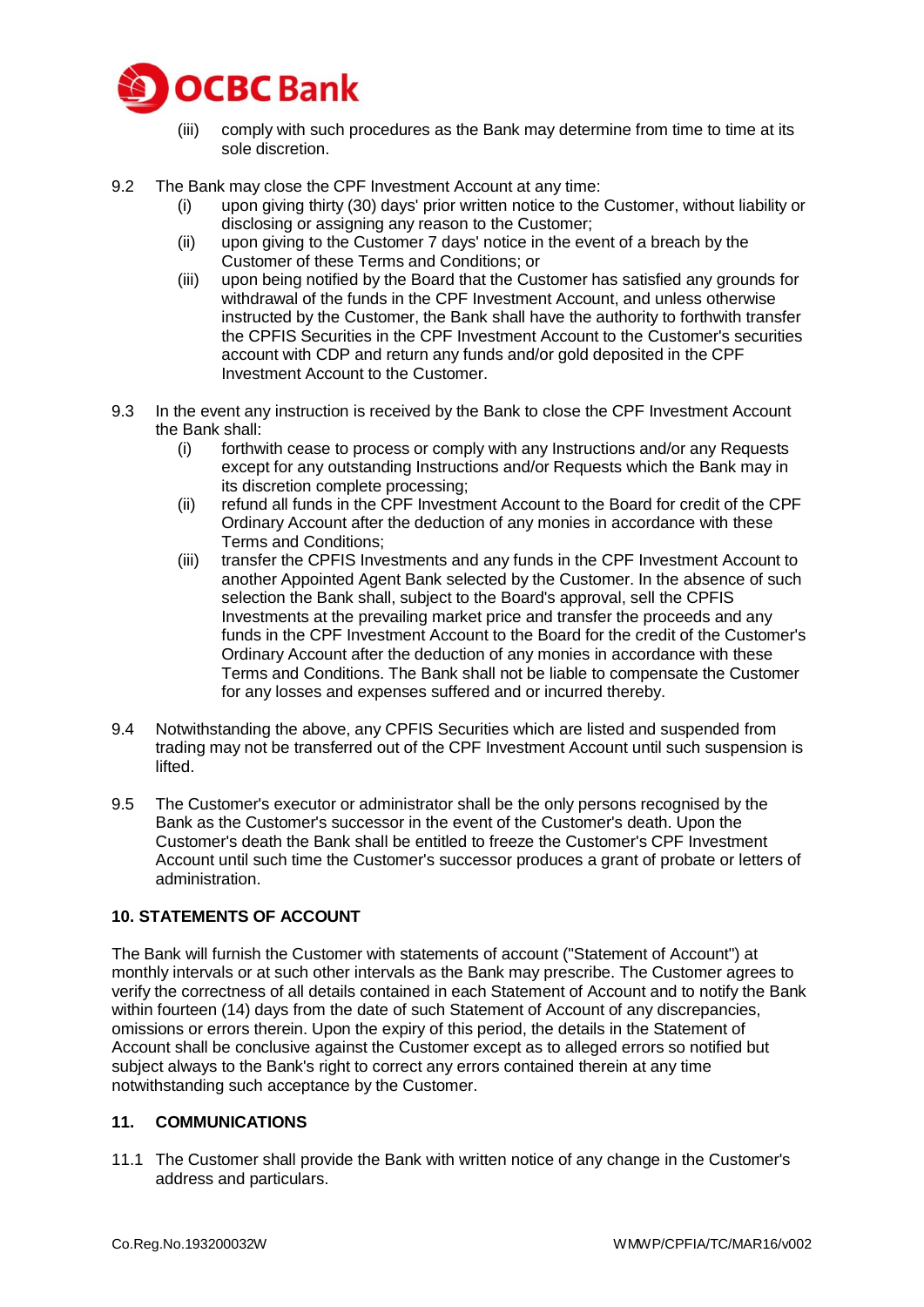(iii) comply with such procedures as the Bank may determine from time to time at its sole discretion.

9.2 The Bank may close the CPF Investment Account at any time:

(i) upon giving thirty (30) days' prior written notice to the Customer, without liability or disclosing or assigning any reason to the Customer;

(ii) upon giving to the Customer 7 days' notice in the event of a breach by the Customer of these Terms and Conditions; or

(iii) upon being notified by the Board that the Customer has satisfied any grounds for withdrawal of the funds in the CPF Investment Account, and unless otherwise instructed by the Customer, the Bank shall have the authority to forthwith transfer the CPFIS Securities in the CPF Investment Account to the Customer's securities account with CDP and return any funds and/or gold deposited in the CPF Investment Account to the Customer.

9.3 In the event any instruction is received by the Bank to close the CPF Investment Account the Bank shall:

(i) forthwith cease to process or comply with any Instructions and/or any Requests except for any outstanding Instructions and/or Requests which the Bank may in its discretion complete processing;

(ii) refund all funds in the CPF Investment Account to the Board for credit of the CPF Ordinary Account after the deduction of any monies in accordance with these Terms and Conditions;

(iii) transfer the CPFIS Investments and any funds in the CPF Investment Account to another Appointed Agent Bank selected by the Customer. In the absence of such selection the Bank shall, subject to the Board's approval, sell the CPFIS Investments at the prevailing market price and transfer the proceeds and any funds in the CPF Investment Account to the Board for the credit of the Customer's Ordinary Account after the deduction of any monies in accordance with these Terms and Conditions. The Bank shall not be liable to compensate the Customer for any losses and expenses suffered and or incurred thereby.

9.4 Notwithstanding the above, any CPFIS Securities which are listed and suspended from trading may not be transferred out of the CPF Investment Account until such suspension is lifted.

9.5 The Customer's executor or administrator shall be the only persons recognised by the Bank as the Customer's successor in the event of the Customer's death. Upon the Customer's death the Bank shall be entitled to freeze the Customer's CPF Investment Account until such time the Customer's successor produces a grant of probate or letters of administration.

## 10. STATEMENTS OF ACCOUNT

The Bank will furnish the Customer with statements of account ("Statement of Account") at monthly intervals or at such other intervals as the Bank may prescribe. The Customer agrees to verify the correctness of all details contained in each Statement of Account and to notify the Bank within fourteen (14) days from the date of such Statement of Account of any discrepancies, omissions or errors therein. Upon the expiry of this period, the details in the Statement of Account shall be conclusive against the Customer except as to alleged errors so notified but subject always to the Bank's right to correct any errors contained therein at any time notwithstanding such acceptance by the Customer.

## 11. COMMUNICATIONS

11.1 The Customer shall provide the Bank with written notice of any change in the Customer's address and particulars.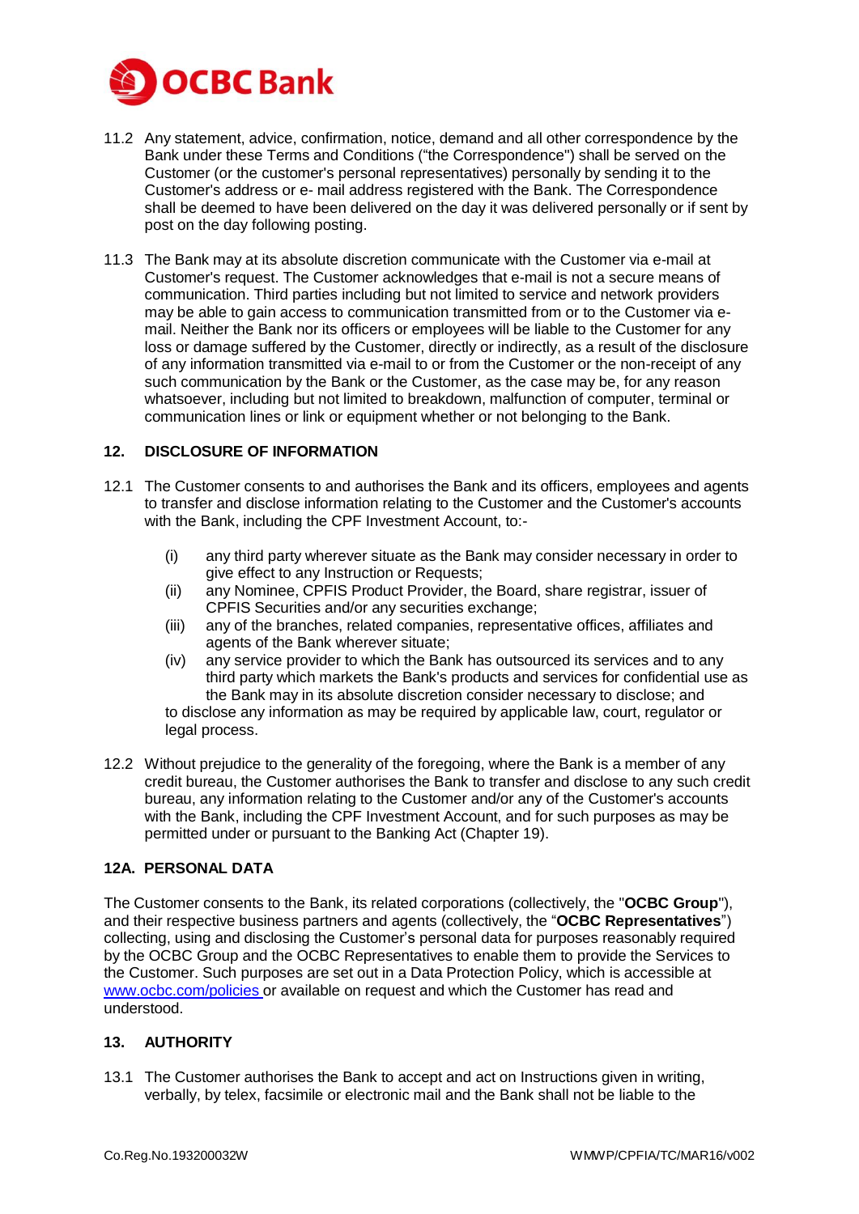11.2 Any statement, advice, confirmation, notice, demand and all other correspondence by the Bank under these Terms and Conditions ("the Correspondence") shall be served on the Customer (or the customer's personal representatives) personally by sending it to the Customer's address or e- mail address registered with the Bank. The Correspondence shall be deemed to have been delivered on the day it was delivered personally or if sent by post on the day following posting.

11.3 The Bank may at its absolute discretion communicate with the Customer via e-mail at Customer's request. The Customer acknowledges that e-mail is not a secure means of communication. Third parties including but not limited to service and network providers may be able to gain access to communication transmitted from or to the Customer via e-mail. Neither the Bank nor its officers or employees will be liable to the Customer for any loss or damage suffered by the Customer, directly or indirectly, as a result of the disclosure of any information transmitted via e-mail to or from the Customer or the non-receipt of any such communication by the Bank or the Customer, as the case may be, for any reason whatsoever, including but not limited to breakdown, malfunction of computer, terminal or communication lines or link or equipment whether or not belonging to the Bank.

## 12. DISCLOSURE OF INFORMATION

12.1 The Customer consents to and authorises the Bank and its officers, employees and agents to transfer and disclose information relating to the Customer and the Customer's accounts with the Bank, including the CPF Investment Account, to:-

(i) any third party wherever situate as the Bank may consider necessary in order to give effect to any Instruction or Requests;
(ii) any Nominee, CPFIS Product Provider, the Board, share registrar, issuer of CPFIS Securities and/or any securities exchange;
(iii) any of the branches, related companies, representative offices, affiliates and agents of the Bank wherever situate;
(iv) any service provider to which the Bank has outsourced its services and to any third party which markets the Bank's products and services for confidential use as the Bank may in its absolute discretion consider necessary to disclose; and

to disclose any information as may be required by applicable law, court, regulator or legal process.

12.2 Without prejudice to the generality of the foregoing, where the Bank is a member of any credit bureau, the Customer authorises the Bank to transfer and disclose to any such credit bureau, any information relating to the Customer and/or any of the Customer's accounts with the Bank, including the CPF Investment Account, and for such purposes as may be permitted under or pursuant to the Banking Act (Chapter 19).

## 12A. PERSONAL DATA

The Customer consents to the Bank, its related corporations (collectively, the "**OCBC Group**"), and their respective business partners and agents (collectively, the "**OCBC Representatives**") collecting, using and disclosing the Customer's personal data for purposes reasonably required by the OCBC Group and the OCBC Representatives to enable them to provide the Services to the Customer. Such purposes are set out in a Data Protection Policy, which is accessible at www.ocbc.com/policies or available on request and which the Customer has read and understood.

## 13. AUTHORITY

13.1 The Customer authorises the Bank to accept and act on Instructions given in writing, verbally, by telex, facsimile or electronic mail and the Bank shall not be liable to the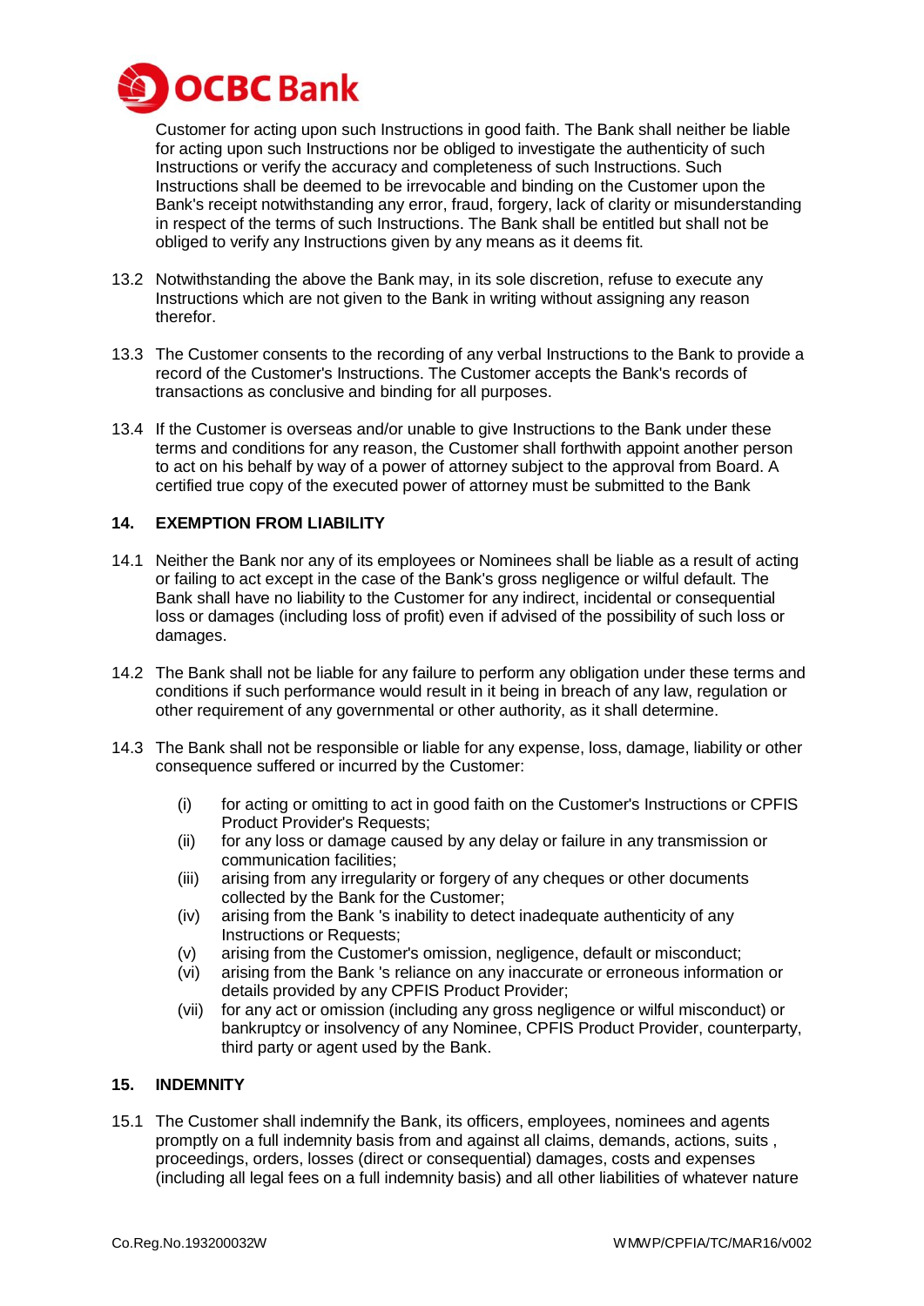Customer for acting upon such Instructions in good faith. The Bank shall neither be liable for acting upon such Instructions nor be obliged to investigate the authenticity of such Instructions or verify the accuracy and completeness of such Instructions. Such Instructions shall be deemed to be irrevocable and binding on the Customer upon the Bank's receipt notwithstanding any error, fraud, forgery, lack of clarity or misunderstanding in respect of the terms of such Instructions. The Bank shall be entitled but shall not be obliged to verify any Instructions given by any means as it deems fit.

13.2 Notwithstanding the above the Bank may, in its sole discretion, refuse to execute any Instructions which are not given to the Bank in writing without assigning any reason therefor.

13.3 The Customer consents to the recording of any verbal Instructions to the Bank to provide a record of the Customer's Instructions. The Customer accepts the Bank's records of transactions as conclusive and binding for all purposes.

13.4 If the Customer is overseas and/or unable to give Instructions to the Bank under these terms and conditions for any reason, the Customer shall forthwith appoint another person to act on his behalf by way of a power of attorney subject to the approval from Board. A certified true copy of the executed power of attorney must be submitted to the Bank

## 14. EXEMPTION FROM LIABILITY

14.1 Neither the Bank nor any of its employees or Nominees shall be liable as a result of acting or failing to act except in the case of the Bank's gross negligence or wilful default. The Bank shall have no liability to the Customer for any indirect, incidental or consequential loss or damages (including loss of profit) even if advised of the possibility of such loss or damages.

14.2 The Bank shall not be liable for any failure to perform any obligation under these terms and conditions if such performance would result in it being in breach of any law, regulation or other requirement of any governmental or other authority, as it shall determine.

14.3 The Bank shall not be responsible or liable for any expense, loss, damage, liability or other consequence suffered or incurred by the Customer:

(i) for acting or omitting to act in good faith on the Customer's Instructions or CPFIS Product Provider's Requests;
(ii) for any loss or damage caused by any delay or failure in any transmission or communication facilities;
(iii) arising from any irregularity or forgery of any cheques or other documents collected by the Bank for the Customer;
(iv) arising from the Bank 's inability to detect inadequate authenticity of any Instructions or Requests;
(v) arising from the Customer's omission, negligence, default or misconduct;
(vi) arising from the Bank 's reliance on any inaccurate or erroneous information or details provided by any CPFIS Product Provider;
(vii) for any act or omission (including any gross negligence or wilful misconduct) or bankruptcy or insolvency of any Nominee, CPFIS Product Provider, counterparty, third party or agent used by the Bank.

## 15. INDEMNITY

15.1 The Customer shall indemnify the Bank, its officers, employees, nominees and agents promptly on a full indemnity basis from and against all claims, demands, actions, suits , proceedings, orders, losses (direct or consequential) damages, costs and expenses (including all legal fees on a full indemnity basis) and all other liabilities of whatever nature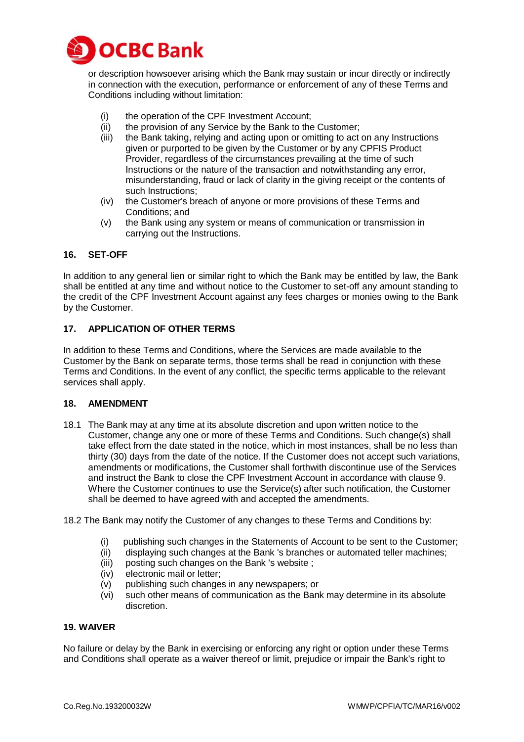or description howsoever arising which the Bank may sustain or incur directly or indirectly in connection with the execution, performance or enforcement of any of these Terms and Conditions including without limitation:

- (i) the operation of the CPF Investment Account;
- (ii) the provision of any Service by the Bank to the Customer;
- (iii) the Bank taking, relying and acting upon or omitting to act on any Instructions given or purported to be given by the Customer or by any CPFIS Product Provider, regardless of the circumstances prevailing at the time of such Instructions or the nature of the transaction and notwithstanding any error, misunderstanding, fraud or lack of clarity in the giving receipt or the contents of such Instructions;
- (iv) the Customer's breach of anyone or more provisions of these Terms and Conditions; and
- (v) the Bank using any system or means of communication or transmission in carrying out the Instructions.

## 16. SET-OFF

In addition to any general lien or similar right to which the Bank may be entitled by law, the Bank shall be entitled at any time and without notice to the Customer to set-off any amount standing to the credit of the CPF Investment Account against any fees charges or monies owing to the Bank by the Customer.

## 17. APPLICATION OF OTHER TERMS

In addition to these Terms and Conditions, where the Services are made available to the Customer by the Bank on separate terms, those terms shall be read in conjunction with these Terms and Conditions. In the event of any conflict, the specific terms applicable to the relevant services shall apply.

## 18. AMENDMENT

18.1 The Bank may at any time at its absolute discretion and upon written notice to the Customer, change any one or more of these Terms and Conditions. Such change(s) shall take effect from the date stated in the notice, which in most instances, shall be no less than thirty (30) days from the date of the notice. If the Customer does not accept such variations, amendments or modifications, the Customer shall forthwith discontinue use of the Services and instruct the Bank to close the CPF Investment Account in accordance with clause 9. Where the Customer continues to use the Service(s) after such notification, the Customer shall be deemed to have agreed with and accepted the amendments.

18.2 The Bank may notify the Customer of any changes to these Terms and Conditions by:

- (i) publishing such changes in the Statements of Account to be sent to the Customer;
- (ii) displaying such changes at the Bank 's branches or automated teller machines;
- (iii) posting such changes on the Bank 's website ;
- (iv) electronic mail or letter;
- (v) publishing such changes in any newspapers; or
- (vi) such other means of communication as the Bank may determine in its absolute discretion.

## 19. WAIVER

No failure or delay by the Bank in exercising or enforcing any right or option under these Terms and Conditions shall operate as a waiver thereof or limit, prejudice or impair the Bank's right to

Co.Reg.No.193200032W WMWP/CPFIA/TC/MAR16/v002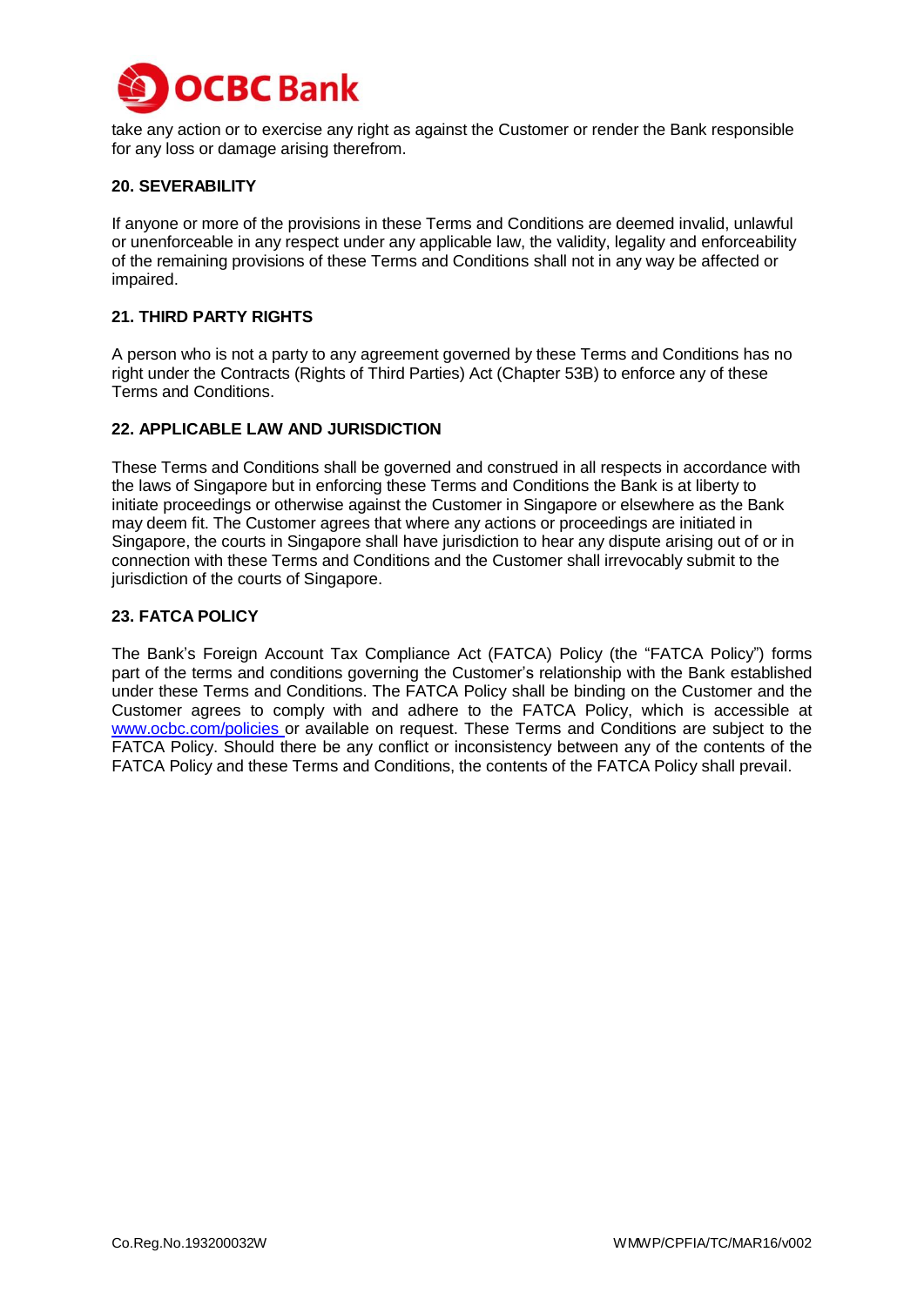take any action or to exercise any right as against the Customer or render the Bank responsible for any loss or damage arising therefrom.

## 20. SEVERABILITY

If anyone or more of the provisions in these Terms and Conditions are deemed invalid, unlawful or unenforceable in any respect under any applicable law, the validity, legality and enforceability of the remaining provisions of these Terms and Conditions shall not in any way be affected or impaired.

## 21. THIRD PARTY RIGHTS

A person who is not a party to any agreement governed by these Terms and Conditions has no right under the Contracts (Rights of Third Parties) Act (Chapter 53B) to enforce any of these Terms and Conditions.

## 22. APPLICABLE LAW AND JURISDICTION

These Terms and Conditions shall be governed and construed in all respects in accordance with the laws of Singapore but in enforcing these Terms and Conditions the Bank is at liberty to initiate proceedings or otherwise against the Customer in Singapore or elsewhere as the Bank may deem fit. The Customer agrees that where any actions or proceedings are initiated in Singapore, the courts in Singapore shall have jurisdiction to hear any dispute arising out of or in connection with these Terms and Conditions and the Customer shall irrevocably submit to the jurisdiction of the courts of Singapore.

## 23. FATCA POLICY

The Bank's Foreign Account Tax Compliance Act (FATCA) Policy (the "FATCA Policy") forms part of the terms and conditions governing the Customer's relationship with the Bank established under these Terms and Conditions. The FATCA Policy shall be binding on the Customer and the Customer agrees to comply with and adhere to the FATCA Policy, which is accessible at www.ocbc.com/policies or available on request. These Terms and Conditions are subject to the FATCA Policy. Should there be any conflict or inconsistency between any of the contents of the FATCA Policy and these Terms and Conditions, the contents of the FATCA Policy shall prevail.

Co.Reg.No.193200032W

WMWP/CPFIA/TC/MAR16/v002